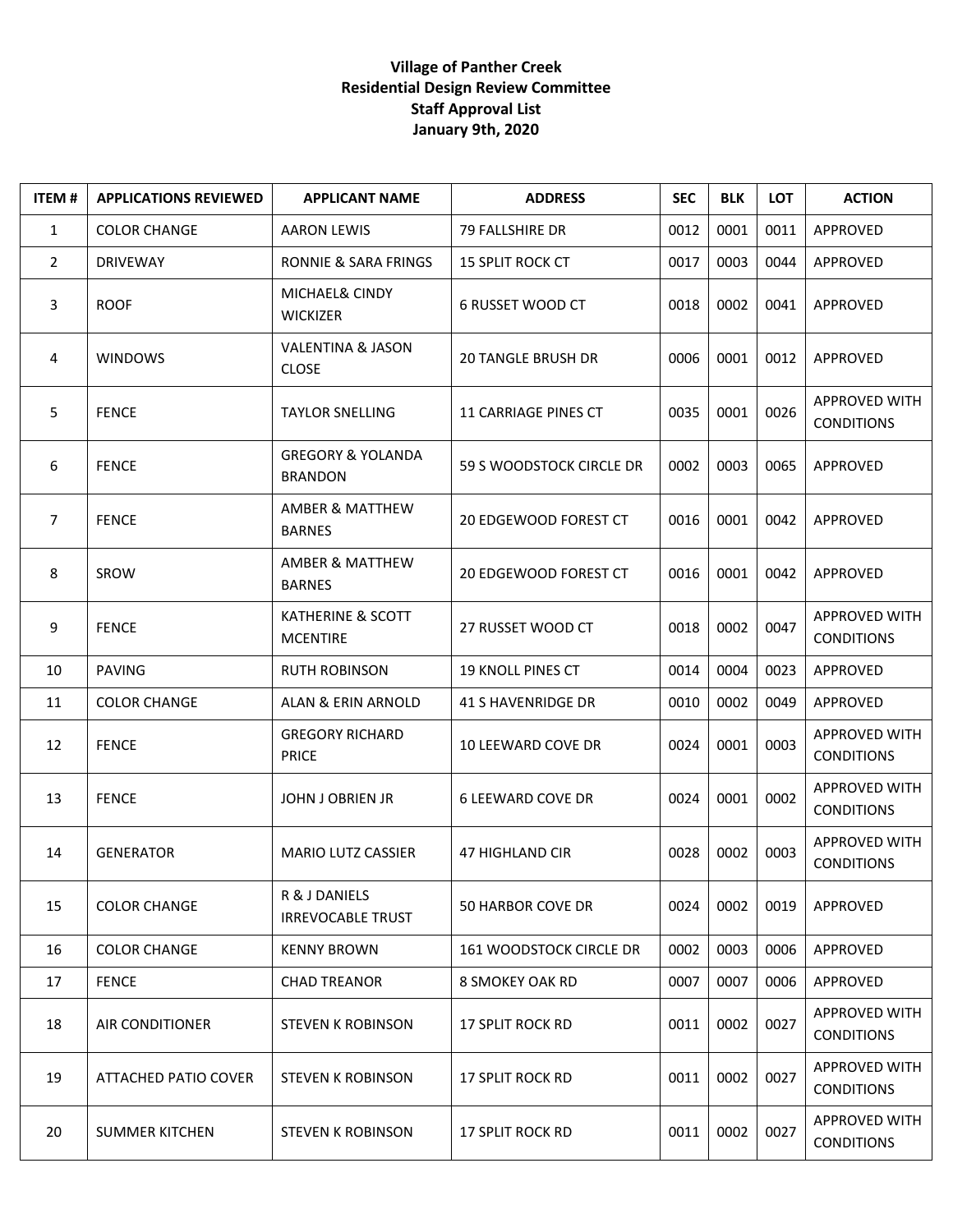**Village of Panther Creek**
**Residential Design Review Committee**
**Staff Approval List**
**January 9th, 2020**

| ITEM # | APPLICATIONS REVIEWED | APPLICANT NAME | ADDRESS | SEC | BLK | LOT | ACTION |
|---|---|---|---|---|---|---|---|
| 1 | COLOR CHANGE | AARON LEWIS | 79 FALLSHIRE DR | 0012 | 0001 | 0011 | APPROVED |
| 2 | DRIVEWAY | RONNIE & SARA FRINGS | 15 SPLIT ROCK CT | 0017 | 0003 | 0044 | APPROVED |
| 3 | ROOF | MICHAEL& CINDY WICKIZER | 6 RUSSET WOOD CT | 0018 | 0002 | 0041 | APPROVED |
| 4 | WINDOWS | VALENTINA & JASON CLOSE | 20 TANGLE BRUSH DR | 0006 | 0001 | 0012 | APPROVED |
| 5 | FENCE | TAYLOR SNELLING | 11 CARRIAGE PINES CT | 0035 | 0001 | 0026 | APPROVED WITH CONDITIONS |
| 6 | FENCE | GREGORY & YOLANDA BRANDON | 59 S WOODSTOCK CIRCLE DR | 0002 | 0003 | 0065 | APPROVED |
| 7 | FENCE | AMBER & MATTHEW BARNES | 20 EDGEWOOD FOREST CT | 0016 | 0001 | 0042 | APPROVED |
| 8 | SROW | AMBER & MATTHEW BARNES | 20 EDGEWOOD FOREST CT | 0016 | 0001 | 0042 | APPROVED |
| 9 | FENCE | KATHERINE & SCOTT MCENTIRE | 27 RUSSET WOOD CT | 0018 | 0002 | 0047 | APPROVED WITH CONDITIONS |
| 10 | PAVING | RUTH ROBINSON | 19 KNOLL PINES CT | 0014 | 0004 | 0023 | APPROVED |
| 11 | COLOR CHANGE | ALAN & ERIN ARNOLD | 41 S HAVENRIDGE DR | 0010 | 0002 | 0049 | APPROVED |
| 12 | FENCE | GREGORY RICHARD PRICE | 10 LEEWARD COVE DR | 0024 | 0001 | 0003 | APPROVED WITH CONDITIONS |
| 13 | FENCE | JOHN J OBRIEN JR | 6 LEEWARD COVE DR | 0024 | 0001 | 0002 | APPROVED WITH CONDITIONS |
| 14 | GENERATOR | MARIO LUTZ CASSIER | 47 HIGHLAND CIR | 0028 | 0002 | 0003 | APPROVED WITH CONDITIONS |
| 15 | COLOR CHANGE | R & J DANIELS IRREVOCABLE TRUST | 50 HARBOR COVE DR | 0024 | 0002 | 0019 | APPROVED |
| 16 | COLOR CHANGE | KENNY BROWN | 161 WOODSTOCK CIRCLE DR | 0002 | 0003 | 0006 | APPROVED |
| 17 | FENCE | CHAD TREANOR | 8 SMOKEY OAK RD | 0007 | 0007 | 0006 | APPROVED |
| 18 | AIR CONDITIONER | STEVEN K ROBINSON | 17 SPLIT ROCK RD | 0011 | 0002 | 0027 | APPROVED WITH CONDITIONS |
| 19 | ATTACHED PATIO COVER | STEVEN K ROBINSON | 17 SPLIT ROCK RD | 0011 | 0002 | 0027 | APPROVED WITH CONDITIONS |
| 20 | SUMMER KITCHEN | STEVEN K ROBINSON | 17 SPLIT ROCK RD | 0011 | 0002 | 0027 | APPROVED WITH CONDITIONS |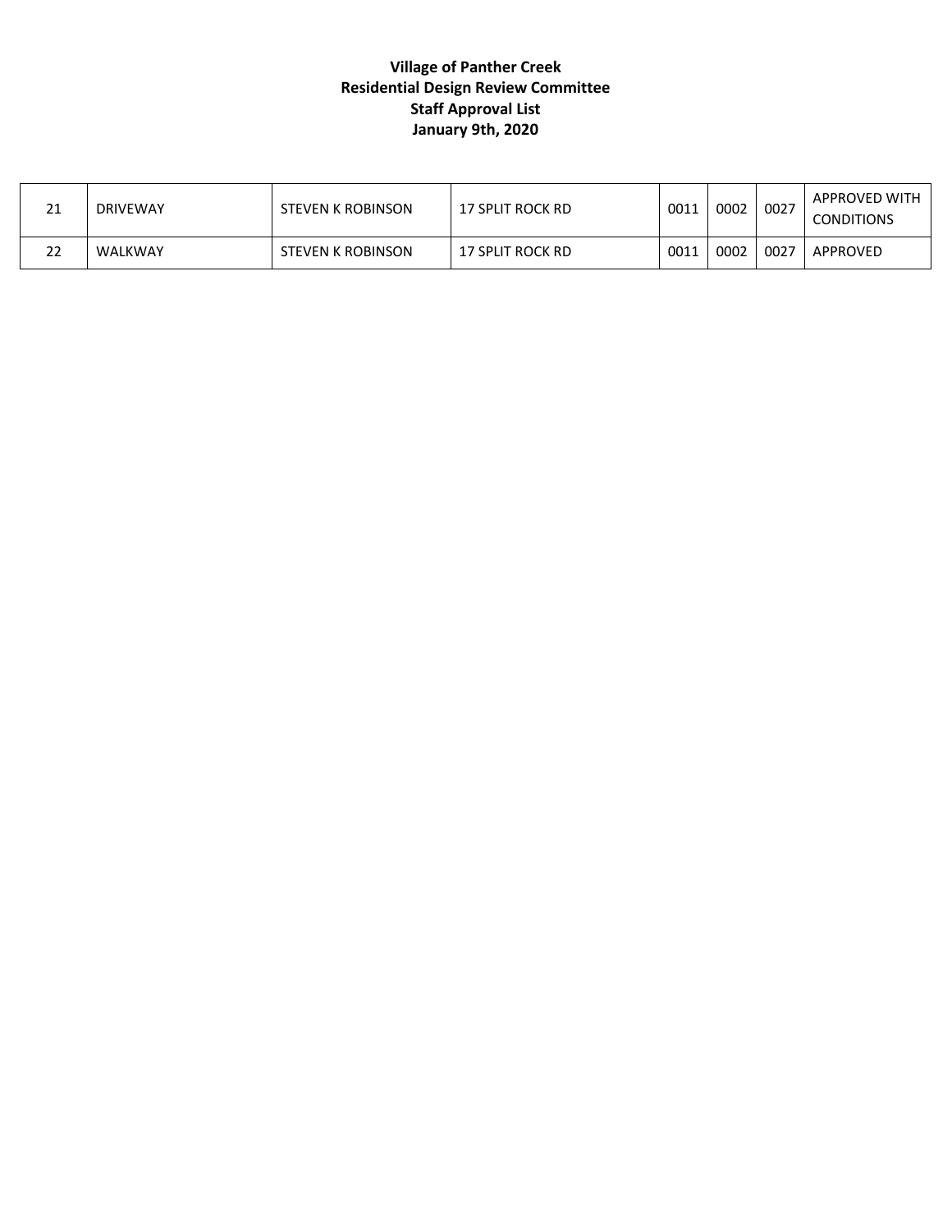**Village of Panther Creek**
**Residential Design Review Committee**
**Staff Approval List**
**January 9th, 2020**

| | | | | | | | |
|---|---|---|---|---|---|---|---|
| 21 | DRIVEWAY | STEVEN K ROBINSON | 17 SPLIT ROCK RD | 0011 | 0002 | 0027 | APPROVED WITH CONDITIONS |
| 22 | WALKWAY | STEVEN K ROBINSON | 17 SPLIT ROCK RD | 0011 | 0002 | 0027 | APPROVED |